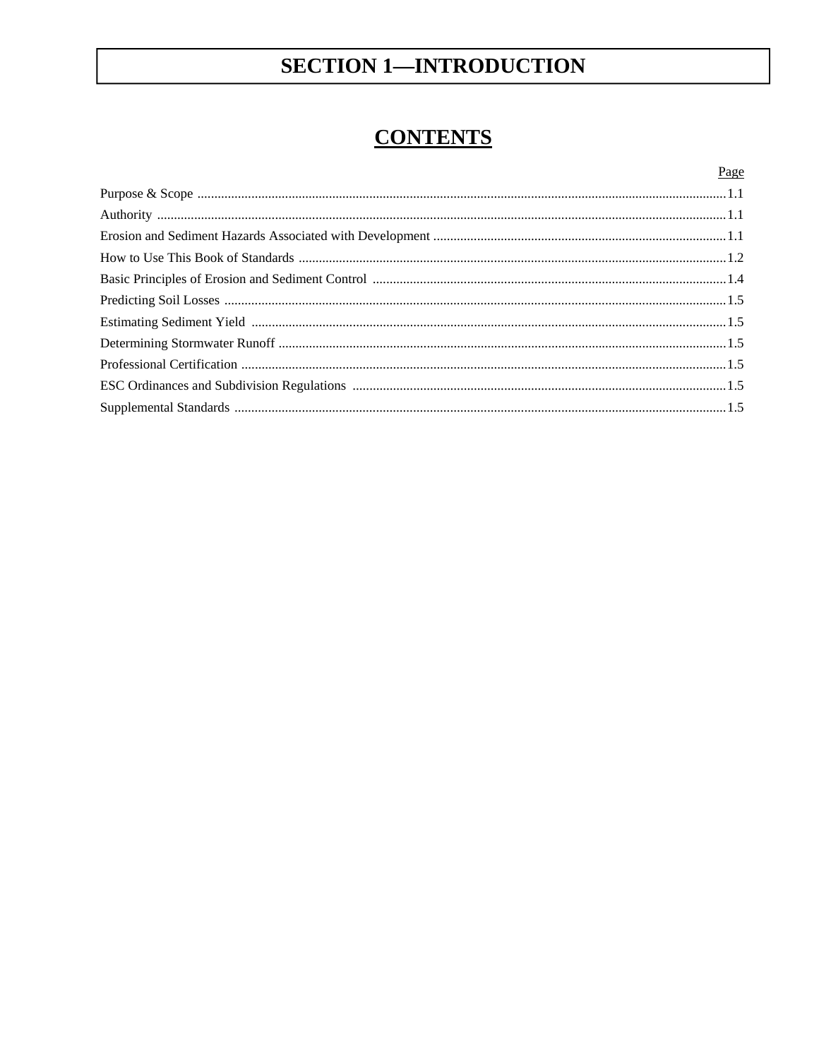# SECTION 1—INTRODUCTION

## CONTENTS

| | Page |
|---|---|
| Purpose & Scope | 1.1 |
| Authority | 1.1 |
| Erosion and Sediment Hazards Associated with Development | 1.1 |
| How to Use This Book of Standards | 1.2 |
| Basic Principles of Erosion and Sediment Control | 1.4 |
| Predicting Soil Losses | 1.5 |
| Estimating Sediment Yield | 1.5 |
| Determining Stormwater Runoff | 1.5 |
| Professional Certification | 1.5 |
| ESC Ordinances and Subdivision Regulations | 1.5 |
| Supplemental Standards | 1.5 |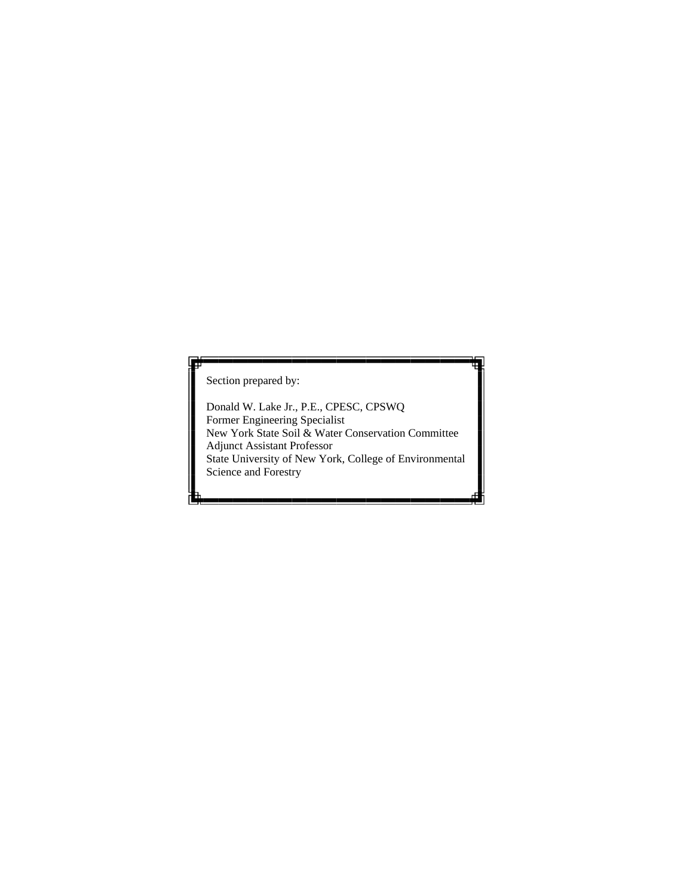Section prepared by:

Donald W. Lake Jr., P.E., CPESC, CPSWQ
Former Engineering Specialist
New York State Soil & Water Conservation Committee
Adjunct Assistant Professor
State University of New York, College of Environmental Science and Forestry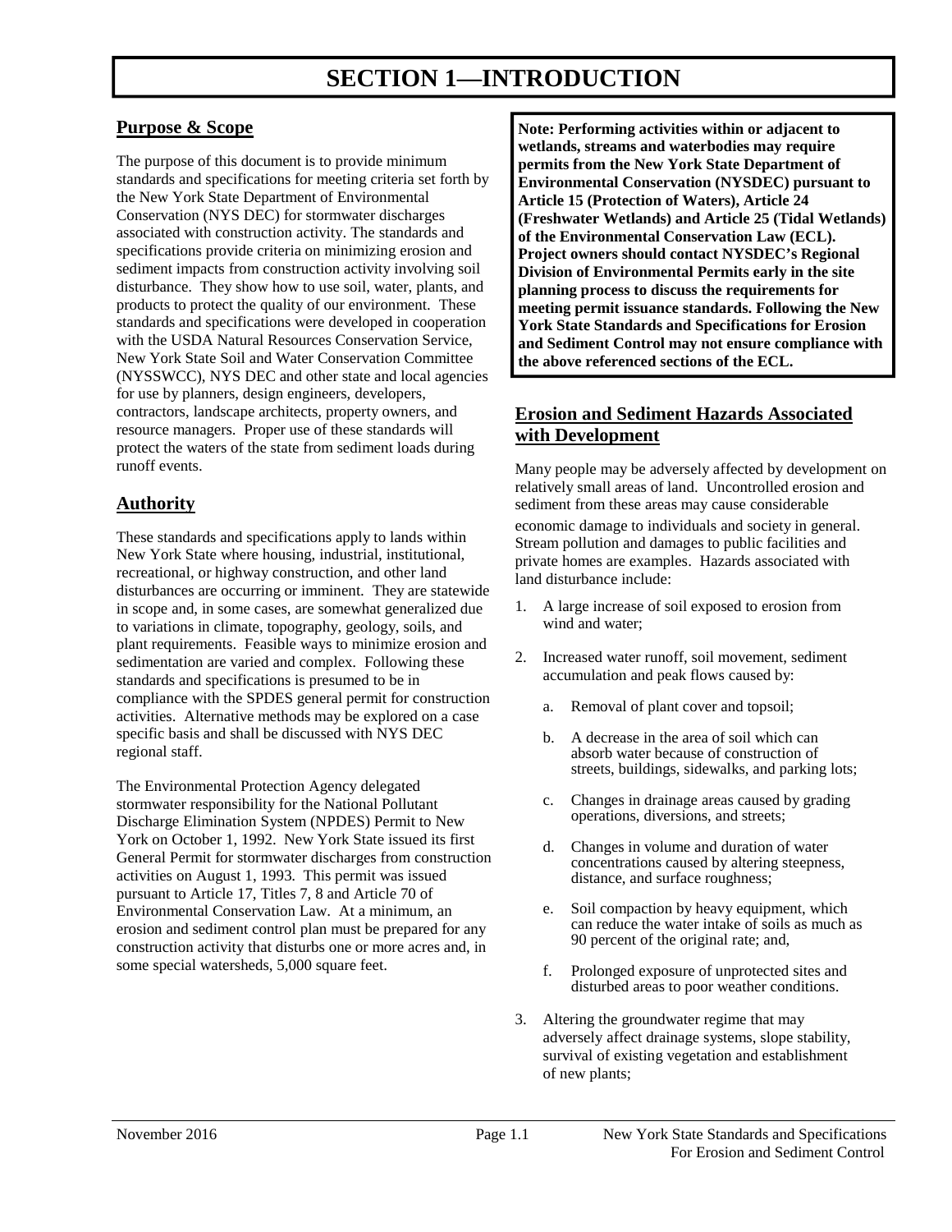# SECTION 1—INTRODUCTION

## Purpose & Scope

The purpose of this document is to provide minimum standards and specifications for meeting criteria set forth by the New York State Department of Environmental Conservation (NYS DEC) for stormwater discharges associated with construction activity. The standards and specifications provide criteria on minimizing erosion and sediment impacts from construction activity involving soil disturbance. They show how to use soil, water, plants, and products to protect the quality of our environment. These standards and specifications were developed in cooperation with the USDA Natural Resources Conservation Service, New York State Soil and Water Conservation Committee (NYSSWCC), NYS DEC and other state and local agencies for use by planners, design engineers, developers, contractors, landscape architects, property owners, and resource managers. Proper use of these standards will protect the waters of the state from sediment loads during runoff events.

## Authority

These standards and specifications apply to lands within New York State where housing, industrial, institutional, recreational, or highway construction, and other land disturbances are occurring or imminent. They are statewide in scope and, in some cases, are somewhat generalized due to variations in climate, topography, geology, soils, and plant requirements. Feasible ways to minimize erosion and sedimentation are varied and complex. Following these standards and specifications is presumed to be in compliance with the SPDES general permit for construction activities. Alternative methods may be explored on a case specific basis and shall be discussed with NYS DEC regional staff.

The Environmental Protection Agency delegated stormwater responsibility for the National Pollutant Discharge Elimination System (NPDES) Permit to New York on October 1, 1992. New York State issued its first General Permit for stormwater discharges from construction activities on August 1, 1993. This permit was issued pursuant to Article 17, Titles 7, 8 and Article 70 of Environmental Conservation Law. At a minimum, an erosion and sediment control plan must be prepared for any construction activity that disturbs one or more acres and, in some special watersheds, 5,000 square feet.

**Note: Performing activities within or adjacent to wetlands, streams and waterbodies may require permits from the New York State Department of Environmental Conservation (NYSDEC) pursuant to Article 15 (Protection of Waters), Article 24 (Freshwater Wetlands) and Article 25 (Tidal Wetlands) of the Environmental Conservation Law (ECL). Project owners should contact NYSDEC's Regional Division of Environmental Permits early in the site planning process to discuss the requirements for meeting permit issuance standards. Following the New York State Standards and Specifications for Erosion and Sediment Control may not ensure compliance with the above referenced sections of the ECL.**

## Erosion and Sediment Hazards Associated with Development

Many people may be adversely affected by development on relatively small areas of land. Uncontrolled erosion and sediment from these areas may cause considerable economic damage to individuals and society in general. Stream pollution and damages to public facilities and private homes are examples. Hazards associated with land disturbance include:

1. A large increase of soil exposed to erosion from wind and water;
2. Increased water runoff, soil movement, sediment accumulation and peak flows caused by:
   a. Removal of plant cover and topsoil;
   b. A decrease in the area of soil which can absorb water because of construction of streets, buildings, sidewalks, and parking lots;
   c. Changes in drainage areas caused by grading operations, diversions, and streets;
   d. Changes in volume and duration of water concentrations caused by altering steepness, distance, and surface roughness;
   e. Soil compaction by heavy equipment, which can reduce the water intake of soils as much as 90 percent of the original rate; and,
   f. Prolonged exposure of unprotected sites and disturbed areas to poor weather conditions.
3. Altering the groundwater regime that may adversely affect drainage systems, slope stability, survival of existing vegetation and establishment of new plants;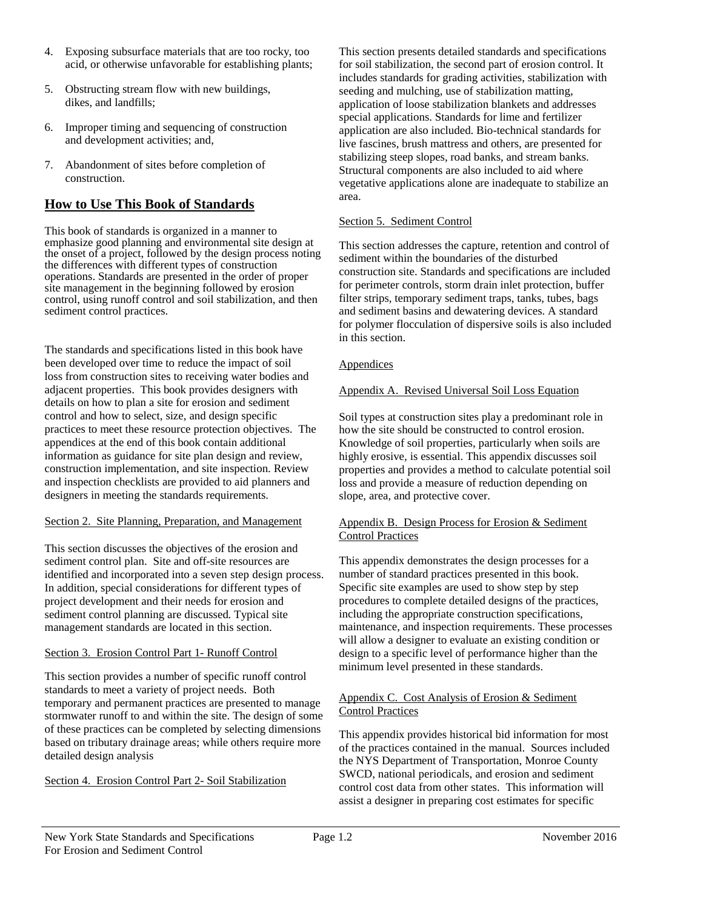4. Exposing subsurface materials that are too rocky, too acid, or otherwise unfavorable for establishing plants;

5. Obstructing stream flow with new buildings, dikes, and landfills;

6. Improper timing and sequencing of construction and development activities; and,

7. Abandonment of sites before completion of construction.

## How to Use This Book of Standards

This book of standards is organized in a manner to emphasize good planning and environmental site design at the onset of a project, followed by the design process noting the differences with different types of construction operations. Standards are presented in the order of proper site management in the beginning followed by erosion control, using runoff control and soil stabilization, and then sediment control practices.

The standards and specifications listed in this book have been developed over time to reduce the impact of soil loss from construction sites to receiving water bodies and adjacent properties. This book provides designers with details on how to plan a site for erosion and sediment control and how to select, size, and design specific practices to meet these resource protection objectives. The appendices at the end of this book contain additional information as guidance for site plan design and review, construction implementation, and site inspection. Review and inspection checklists are provided to aid planners and designers in meeting the standards requirements.

Section 2. Site Planning, Preparation, and Management

This section discusses the objectives of the erosion and sediment control plan. Site and off-site resources are identified and incorporated into a seven step design process. In addition, special considerations for different types of project development and their needs for erosion and sediment control planning are discussed. Typical site management standards are located in this section.

Section 3. Erosion Control Part 1- Runoff Control

This section provides a number of specific runoff control standards to meet a variety of project needs. Both temporary and permanent practices are presented to manage stormwater runoff to and within the site. The design of some of these practices can be completed by selecting dimensions based on tributary drainage areas; while others require more detailed design analysis

Section 4. Erosion Control Part 2- Soil Stabilization

This section presents detailed standards and specifications for soil stabilization, the second part of erosion control. It includes standards for grading activities, stabilization with seeding and mulching, use of stabilization matting, application of loose stabilization blankets and addresses special applications. Standards for lime and fertilizer application are also included. Bio-technical standards for live fascines, brush mattress and others, are presented for stabilizing steep slopes, road banks, and stream banks. Structural components are also included to aid where vegetative applications alone are inadequate to stabilize an area.

Section 5. Sediment Control

This section addresses the capture, retention and control of sediment within the boundaries of the disturbed construction site. Standards and specifications are included for perimeter controls, storm drain inlet protection, buffer filter strips, temporary sediment traps, tanks, tubes, bags and sediment basins and dewatering devices. A standard for polymer flocculation of dispersive soils is also included in this section.

Appendices

Appendix A. Revised Universal Soil Loss Equation

Soil types at construction sites play a predominant role in how the site should be constructed to control erosion. Knowledge of soil properties, particularly when soils are highly erosive, is essential. This appendix discusses soil properties and provides a method to calculate potential soil loss and provide a measure of reduction depending on slope, area, and protective cover.

Appendix B. Design Process for Erosion & Sediment Control Practices

This appendix demonstrates the design processes for a number of standard practices presented in this book. Specific site examples are used to show step by step procedures to complete detailed designs of the practices, including the appropriate construction specifications, maintenance, and inspection requirements. These processes will allow a designer to evaluate an existing condition or design to a specific level of performance higher than the minimum level presented in these standards.

Appendix C. Cost Analysis of Erosion & Sediment Control Practices

This appendix provides historical bid information for most of the practices contained in the manual. Sources included the NYS Department of Transportation, Monroe County SWCD, national periodicals, and erosion and sediment control cost data from other states. This information will assist a designer in preparing cost estimates for specific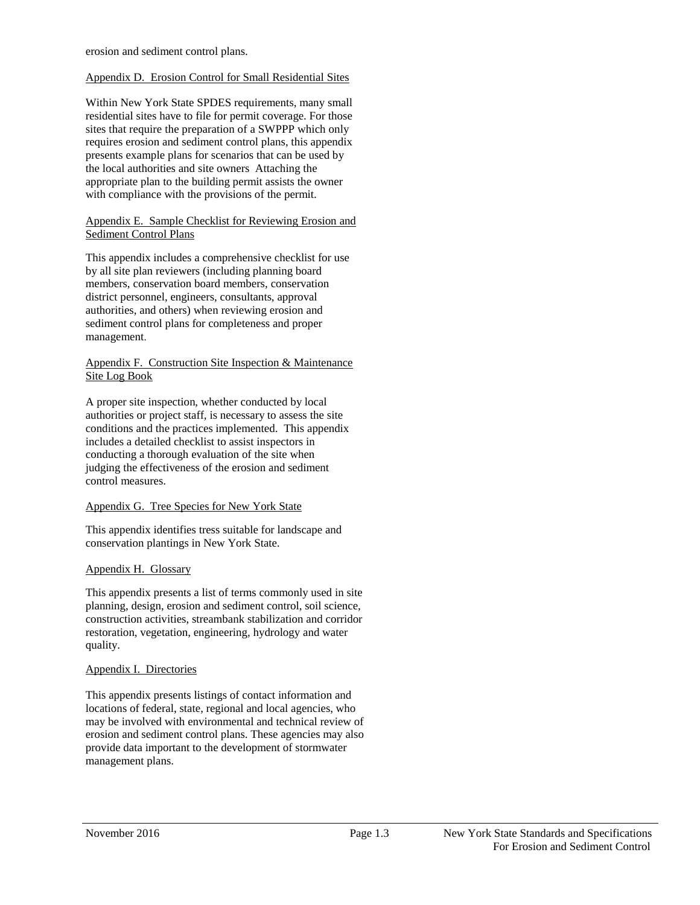erosion and sediment control plans.

Appendix D. Erosion Control for Small Residential Sites

Within New York State SPDES requirements, many small residential sites have to file for permit coverage. For those sites that require the preparation of a SWPPP which only requires erosion and sediment control plans, this appendix presents example plans for scenarios that can be used by the local authorities and site owners Attaching the appropriate plan to the building permit assists the owner with compliance with the provisions of the permit.

Appendix E. Sample Checklist for Reviewing Erosion and Sediment Control Plans

This appendix includes a comprehensive checklist for use by all site plan reviewers (including planning board members, conservation board members, conservation district personnel, engineers, consultants, approval authorities, and others) when reviewing erosion and sediment control plans for completeness and proper management.

Appendix F. Construction Site Inspection & Maintenance Site Log Book

A proper site inspection, whether conducted by local authorities or project staff, is necessary to assess the site conditions and the practices implemented. This appendix includes a detailed checklist to assist inspectors in conducting a thorough evaluation of the site when judging the effectiveness of the erosion and sediment control measures.

Appendix G. Tree Species for New York State

This appendix identifies tress suitable for landscape and conservation plantings in New York State.

Appendix H. Glossary

This appendix presents a list of terms commonly used in site planning, design, erosion and sediment control, soil science, construction activities, streambank stabilization and corridor restoration, vegetation, engineering, hydrology and water quality.

Appendix I. Directories

This appendix presents listings of contact information and locations of federal, state, regional and local agencies, who may be involved with environmental and technical review of erosion and sediment control plans. These agencies may also provide data important to the development of stormwater management plans.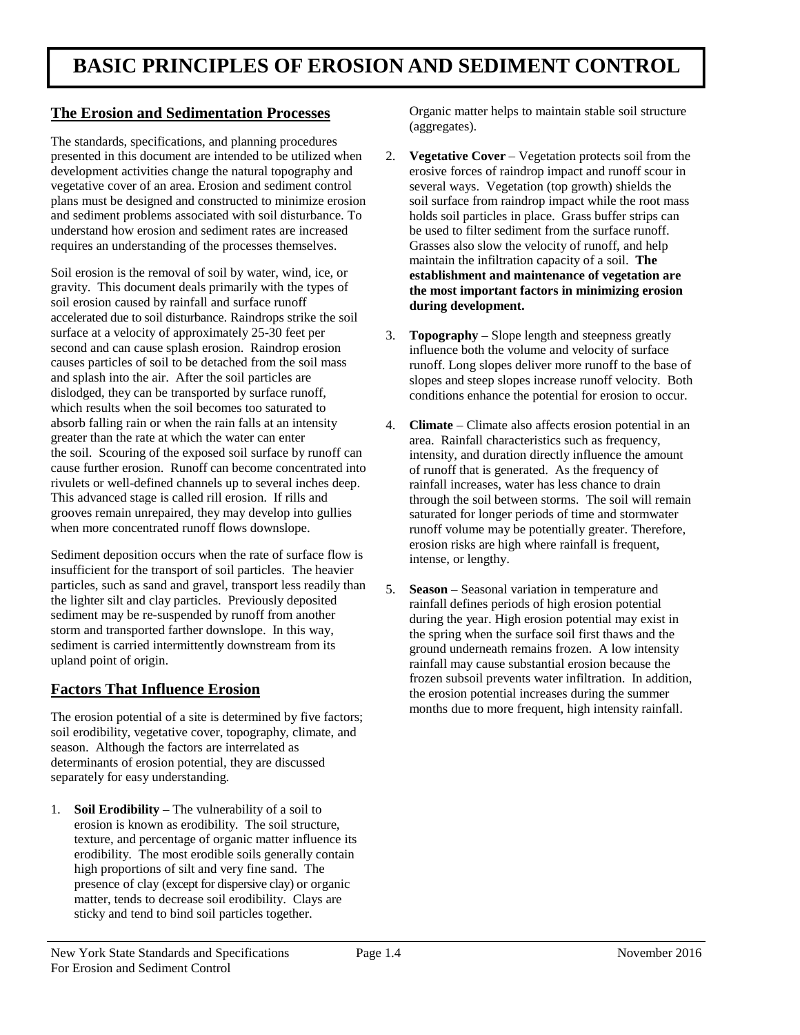# BASIC PRINCIPLES OF EROSION AND SEDIMENT CONTROL

## The Erosion and Sedimentation Processes

The standards, specifications, and planning procedures presented in this document are intended to be utilized when development activities change the natural topography and vegetative cover of an area. Erosion and sediment control plans must be designed and constructed to minimize erosion and sediment problems associated with soil disturbance. To understand how erosion and sediment rates are increased requires an understanding of the processes themselves.

Soil erosion is the removal of soil by water, wind, ice, or gravity. This document deals primarily with the types of soil erosion caused by rainfall and surface runoff accelerated due to soil disturbance. Raindrops strike the soil surface at a velocity of approximately 25-30 feet per second and can cause splash erosion. Raindrop erosion causes particles of soil to be detached from the soil mass and splash into the air. After the soil particles are dislodged, they can be transported by surface runoff, which results when the soil becomes too saturated to absorb falling rain or when the rain falls at an intensity greater than the rate at which the water can enter the soil. Scouring of the exposed soil surface by runoff can cause further erosion. Runoff can become concentrated into rivulets or well-defined channels up to several inches deep. This advanced stage is called rill erosion. If rills and grooves remain unrepaired, they may develop into gullies when more concentrated runoff flows downslope.

Sediment deposition occurs when the rate of surface flow is insufficient for the transport of soil particles. The heavier particles, such as sand and gravel, transport less readily than the lighter silt and clay particles. Previously deposited sediment may be re-suspended by runoff from another storm and transported farther downslope. In this way, sediment is carried intermittently downstream from its upland point of origin.

## Factors That Influence Erosion

The erosion potential of a site is determined by five factors; soil erodibility, vegetative cover, topography, climate, and season. Although the factors are interrelated as determinants of erosion potential, they are discussed separately for easy understanding.

1. **Soil Erodibility** – The vulnerability of a soil to erosion is known as erodibility. The soil structure, texture, and percentage of organic matter influence its erodibility. The most erodible soils generally contain high proportions of silt and very fine sand. The presence of clay (except for dispersive clay) or organic matter, tends to decrease soil erodibility. Clays are sticky and tend to bind soil particles together. Organic matter helps to maintain stable soil structure (aggregates).

2. **Vegetative Cover** – Vegetation protects soil from the erosive forces of raindrop impact and runoff scour in several ways. Vegetation (top growth) shields the soil surface from raindrop impact while the root mass holds soil particles in place. Grass buffer strips can be used to filter sediment from the surface runoff. Grasses also slow the velocity of runoff, and help maintain the infiltration capacity of a soil. **The establishment and maintenance of vegetation are the most important factors in minimizing erosion during development.**

3. **Topography** – Slope length and steepness greatly influence both the volume and velocity of surface runoff. Long slopes deliver more runoff to the base of slopes and steep slopes increase runoff velocity. Both conditions enhance the potential for erosion to occur.

4. **Climate** – Climate also affects erosion potential in an area. Rainfall characteristics such as frequency, intensity, and duration directly influence the amount of runoff that is generated. As the frequency of rainfall increases, water has less chance to drain through the soil between storms. The soil will remain saturated for longer periods of time and stormwater runoff volume may be potentially greater. Therefore, erosion risks are high where rainfall is frequent, intense, or lengthy.

5. **Season** – Seasonal variation in temperature and rainfall defines periods of high erosion potential during the year. High erosion potential may exist in the spring when the surface soil first thaws and the ground underneath remains frozen. A low intensity rainfall may cause substantial erosion because the frozen subsoil prevents water infiltration. In addition, the erosion potential increases during the summer months due to more frequent, high intensity rainfall.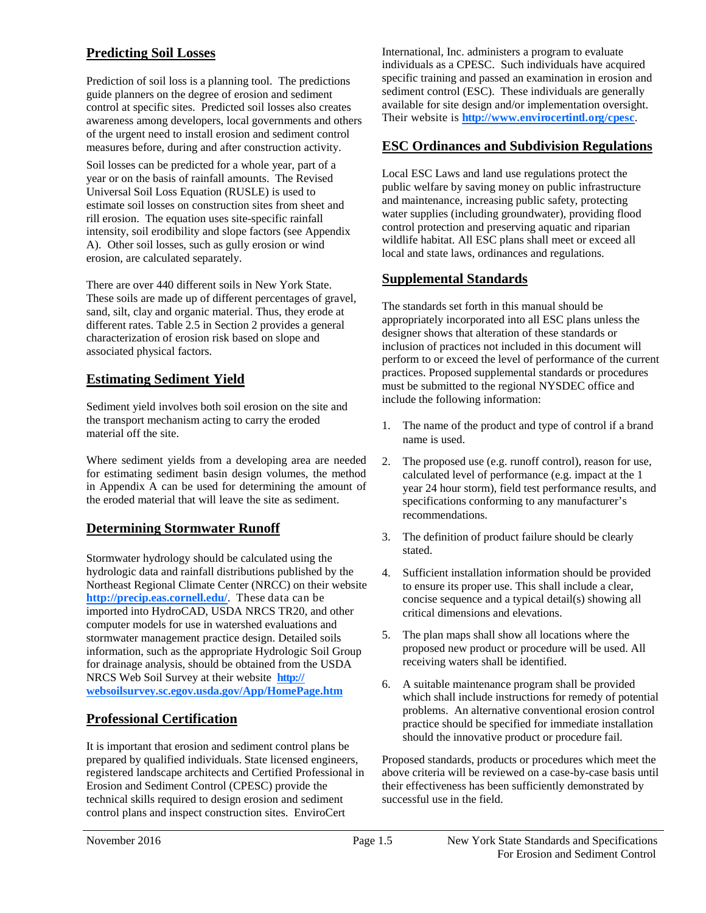## **Predicting Soil Losses**

Prediction of soil loss is a planning tool. The predictions guide planners on the degree of erosion and sediment control at specific sites. Predicted soil losses also creates awareness among developers, local governments and others of the urgent need to install erosion and sediment control measures before, during and after construction activity.

Soil losses can be predicted for a whole year, part of a year or on the basis of rainfall amounts. The Revised Universal Soil Loss Equation (RUSLE) is used to estimate soil losses on construction sites from sheet and rill erosion. The equation uses site-specific rainfall intensity, soil erodibility and slope factors (see Appendix A). Other soil losses, such as gully erosion or wind erosion, are calculated separately.

There are over 440 different soils in New York State. These soils are made up of different percentages of gravel, sand, silt, clay and organic material. Thus, they erode at different rates. Table 2.5 in Section 2 provides a general characterization of erosion risk based on slope and associated physical factors.

## **Estimating Sediment Yield**

Sediment yield involves both soil erosion on the site and the transport mechanism acting to carry the eroded material off the site.

Where sediment yields from a developing area are needed for estimating sediment basin design volumes, the method in Appendix A can be used for determining the amount of the eroded material that will leave the site as sediment.

## **Determining Stormwater Runoff**

Stormwater hydrology should be calculated using the hydrologic data and rainfall distributions published by the Northeast Regional Climate Center (NRCC) on their website **http://precip.eas.cornell.edu/**. These data can be imported into HydroCAD, USDA NRCS TR20, and other computer models for use in watershed evaluations and stormwater management practice design. Detailed soils information, such as the appropriate Hydrologic Soil Group for drainage analysis, should be obtained from the USDA NRCS Web Soil Survey at their website **http://websoilsurvey.sc.egov.usda.gov/App/HomePage.htm**

## **Professional Certification**

It is important that erosion and sediment control plans be prepared by qualified individuals. State licensed engineers, registered landscape architects and Certified Professional in Erosion and Sediment Control (CPESC) provide the technical skills required to design erosion and sediment control plans and inspect construction sites. EnviroCert International, Inc. administers a program to evaluate individuals as a CPESC. Such individuals have acquired specific training and passed an examination in erosion and sediment control (ESC). These individuals are generally available for site design and/or implementation oversight. Their website is **http://www.envirocertintl.org/cpesc**.

## **ESC Ordinances and Subdivision Regulations**

Local ESC Laws and land use regulations protect the public welfare by saving money on public infrastructure and maintenance, increasing public safety, protecting water supplies (including groundwater), providing flood control protection and preserving aquatic and riparian wildlife habitat. All ESC plans shall meet or exceed all local and state laws, ordinances and regulations.

## **Supplemental Standards**

The standards set forth in this manual should be appropriately incorporated into all ESC plans unless the designer shows that alteration of these standards or inclusion of practices not included in this document will perform to or exceed the level of performance of the current practices. Proposed supplemental standards or procedures must be submitted to the regional NYSDEC office and include the following information:

1. The name of the product and type of control if a brand name is used.
2. The proposed use (e.g. runoff control), reason for use, calculated level of performance (e.g. impact at the 1 year 24 hour storm), field test performance results, and specifications conforming to any manufacturer's recommendations.
3. The definition of product failure should be clearly stated.
4. Sufficient installation information should be provided to ensure its proper use. This shall include a clear, concise sequence and a typical detail(s) showing all critical dimensions and elevations.
5. The plan maps shall show all locations where the proposed new product or procedure will be used. All receiving waters shall be identified.
6. A suitable maintenance program shall be provided which shall include instructions for remedy of potential problems. An alternative conventional erosion control practice should be specified for immediate installation should the innovative product or procedure fail.

Proposed standards, products or procedures which meet the above criteria will be reviewed on a case-by-case basis until their effectiveness has been sufficiently demonstrated by successful use in the field.